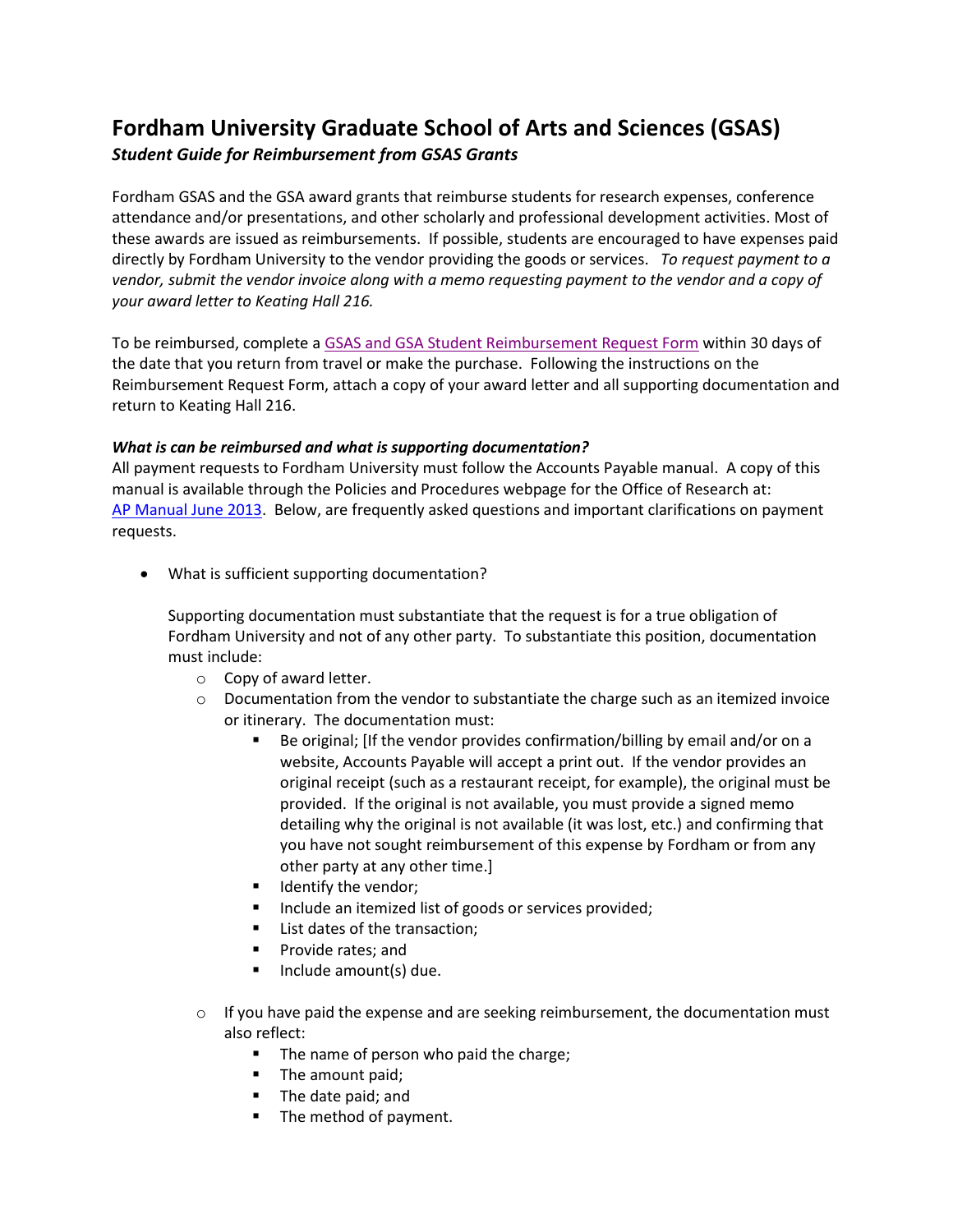# Fordham University Graduate School of Arts and Sciences (GSAS)

***Student Guide for Reimbursement from GSAS Grants***

Fordham GSAS and the GSA award grants that reimburse students for research expenses, conference attendance and/or presentations, and other scholarly and professional development activities. Most of these awards are issued as reimbursements. If possible, students are encouraged to have expenses paid directly by Fordham University to the vendor providing the goods or services. *To request payment to a vendor, submit the vendor invoice along with a memo requesting payment to the vendor and a copy of your award letter to Keating Hall 216.*

To be reimbursed, complete a GSAS and GSA Student Reimbursement Request Form within 30 days of the date that you return from travel or make the purchase. Following the instructions on the Reimbursement Request Form, attach a copy of your award letter and all supporting documentation and return to Keating Hall 216.

***What is can be reimbursed and what is supporting documentation?***

All payment requests to Fordham University must follow the Accounts Payable manual. A copy of this manual is available through the Policies and Procedures webpage for the Office of Research at: AP Manual June 2013. Below, are frequently asked questions and important clarifications on payment requests.

- What is sufficient supporting documentation?

  Supporting documentation must substantiate that the request is for a true obligation of Fordham University and not of any other party. To substantiate this position, documentation must include:

  - Copy of award letter.
  - Documentation from the vendor to substantiate the charge such as an itemized invoice or itinerary. The documentation must:
    - Be original; [If the vendor provides confirmation/billing by email and/or on a website, Accounts Payable will accept a print out. If the vendor provides an original receipt (such as a restaurant receipt, for example), the original must be provided. If the original is not available, you must provide a signed memo detailing why the original is not available (it was lost, etc.) and confirming that you have not sought reimbursement of this expense by Fordham or from any other party at any other time.]
    - Identify the vendor;
    - Include an itemized list of goods or services provided;
    - List dates of the transaction;
    - Provide rates; and
    - Include amount(s) due.

  - If you have paid the expense and are seeking reimbursement, the documentation must also reflect:
    - The name of person who paid the charge;
    - The amount paid;
    - The date paid; and
    - The method of payment.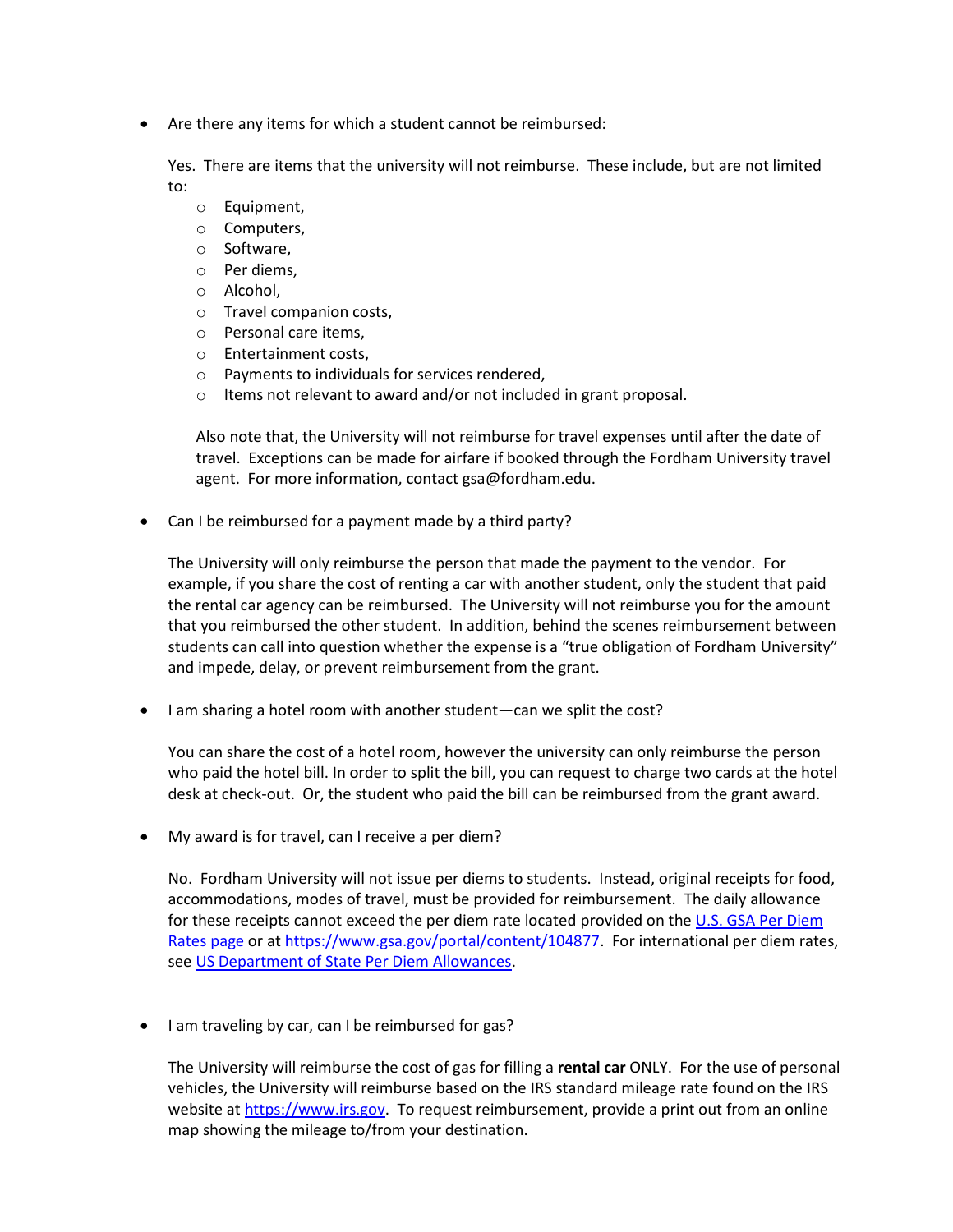- Are there any items for which a student cannot be reimbursed:

  Yes. There are items that the university will not reimburse. These include, but are not limited to:

  - Equipment,
  - Computers,
  - Software,
  - Per diems,
  - Alcohol,
  - Travel companion costs,
  - Personal care items,
  - Entertainment costs,
  - Payments to individuals for services rendered,
  - Items not relevant to award and/or not included in grant proposal.

  Also note that, the University will not reimburse for travel expenses until after the date of travel. Exceptions can be made for airfare if booked through the Fordham University travel agent. For more information, contact gsa@fordham.edu.

- Can I be reimbursed for a payment made by a third party?

  The University will only reimburse the person that made the payment to the vendor. For example, if you share the cost of renting a car with another student, only the student that paid the rental car agency can be reimbursed. The University will not reimburse you for the amount that you reimbursed the other student. In addition, behind the scenes reimbursement between students can call into question whether the expense is a "true obligation of Fordham University" and impede, delay, or prevent reimbursement from the grant.

- I am sharing a hotel room with another student—can we split the cost?

  You can share the cost of a hotel room, however the university can only reimburse the person who paid the hotel bill. In order to split the bill, you can request to charge two cards at the hotel desk at check-out. Or, the student who paid the bill can be reimbursed from the grant award.

- My award is for travel, can I receive a per diem?

  No. Fordham University will not issue per diems to students. Instead, original receipts for food, accommodations, modes of travel, must be provided for reimbursement. The daily allowance for these receipts cannot exceed the per diem rate located provided on the [U.S. GSA Per Diem Rates page](https://www.gsa.gov/portal/content/104877) or at https://www.gsa.gov/portal/content/104877. For international per diem rates, see US Department of State Per Diem Allowances.

- I am traveling by car, can I be reimbursed for gas?

  The University will reimburse the cost of gas for filling a **rental car** ONLY. For the use of personal vehicles, the University will reimburse based on the IRS standard mileage rate found on the IRS website at https://www.irs.gov. To request reimbursement, provide a print out from an online map showing the mileage to/from your destination.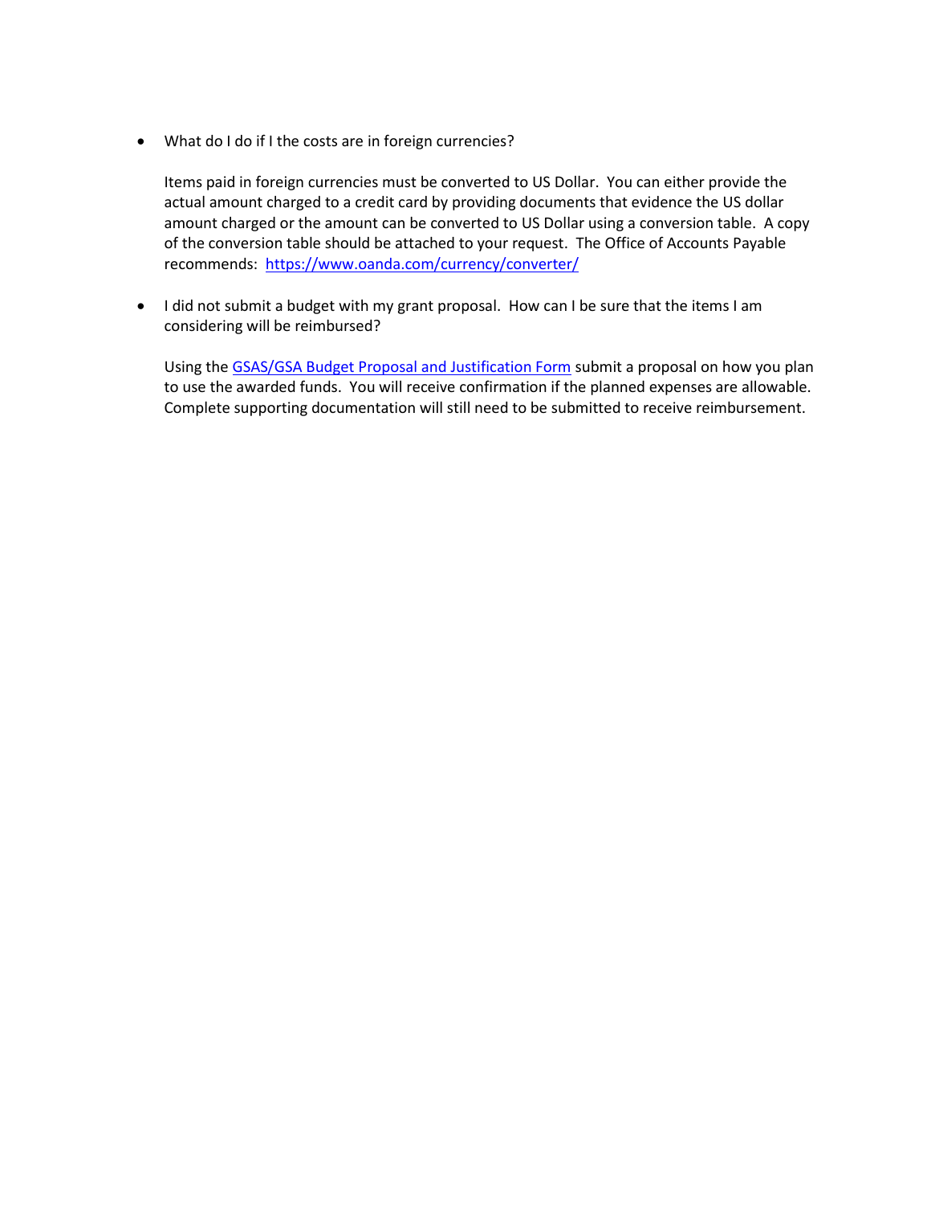- What do I do if I the costs are in foreign currencies?

  Items paid in foreign currencies must be converted to US Dollar. You can either provide the actual amount charged to a credit card by providing documents that evidence the US dollar amount charged or the amount can be converted to US Dollar using a conversion table. A copy of the conversion table should be attached to your request. The Office of Accounts Payable recommends: https://www.oanda.com/currency/converter/

- I did not submit a budget with my grant proposal. How can I be sure that the items I am considering will be reimbursed?

  Using the GSAS/GSA Budget Proposal and Justification Form submit a proposal on how you plan to use the awarded funds. You will receive confirmation if the planned expenses are allowable. Complete supporting documentation will still need to be submitted to receive reimbursement.